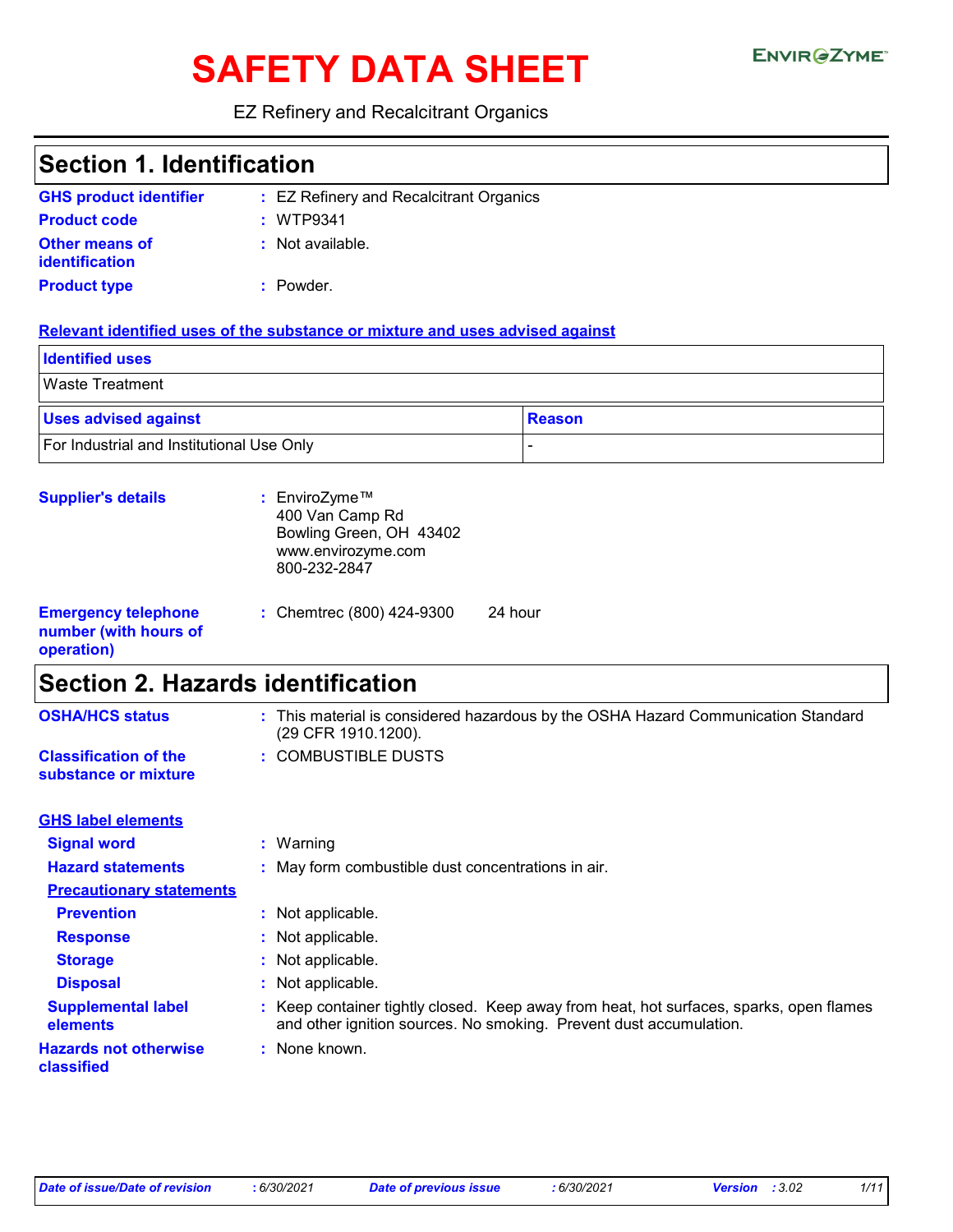# SAFETY DATA SHEET

ENVIROZYME™

EZ Refinery and Recalcitrant Organics

## Section 1. Identification

**GHS product identifier** : EZ Refinery and Recalcitrant Organics

**Product code** : WTP9341

**Other means of identification** : Not available.

**Product type** : Powder.

**Relevant identified uses of the substance or mixture and uses advised against**

| Identified uses |
| --- |
| Waste Treatment |

| Uses advised against | Reason |
| --- | --- |
| For Industrial and Institutional Use Only | - |

**Supplier's details** : EnviroZyme™
400 Van Camp Rd
Bowling Green, OH 43402
www.envirozyme.com
800-232-2847

**Emergency telephone number (with hours of operation)** : Chemtrec (800) 424-9300 24 hour

## Section 2. Hazards identification

**OSHA/HCS status** : This material is considered hazardous by the OSHA Hazard Communication Standard (29 CFR 1910.1200).

**Classification of the substance or mixture** : COMBUSTIBLE DUSTS

**GHS label elements**

**Signal word** : Warning

**Hazard statements** : May form combustible dust concentrations in air.

**Precautionary statements**

**Prevention** : Not applicable.

**Response** : Not applicable.

**Storage** : Not applicable.

**Disposal** : Not applicable.

**Supplemental label elements** : Keep container tightly closed. Keep away from heat, hot surfaces, sparks, open flames and other ignition sources. No smoking. Prevent dust accumulation.

**Hazards not otherwise classified** : None known.

*Date of issue/Date of revision* : 6/30/2021 *Date of previous issue* : 6/30/2021 *Version* : 3.02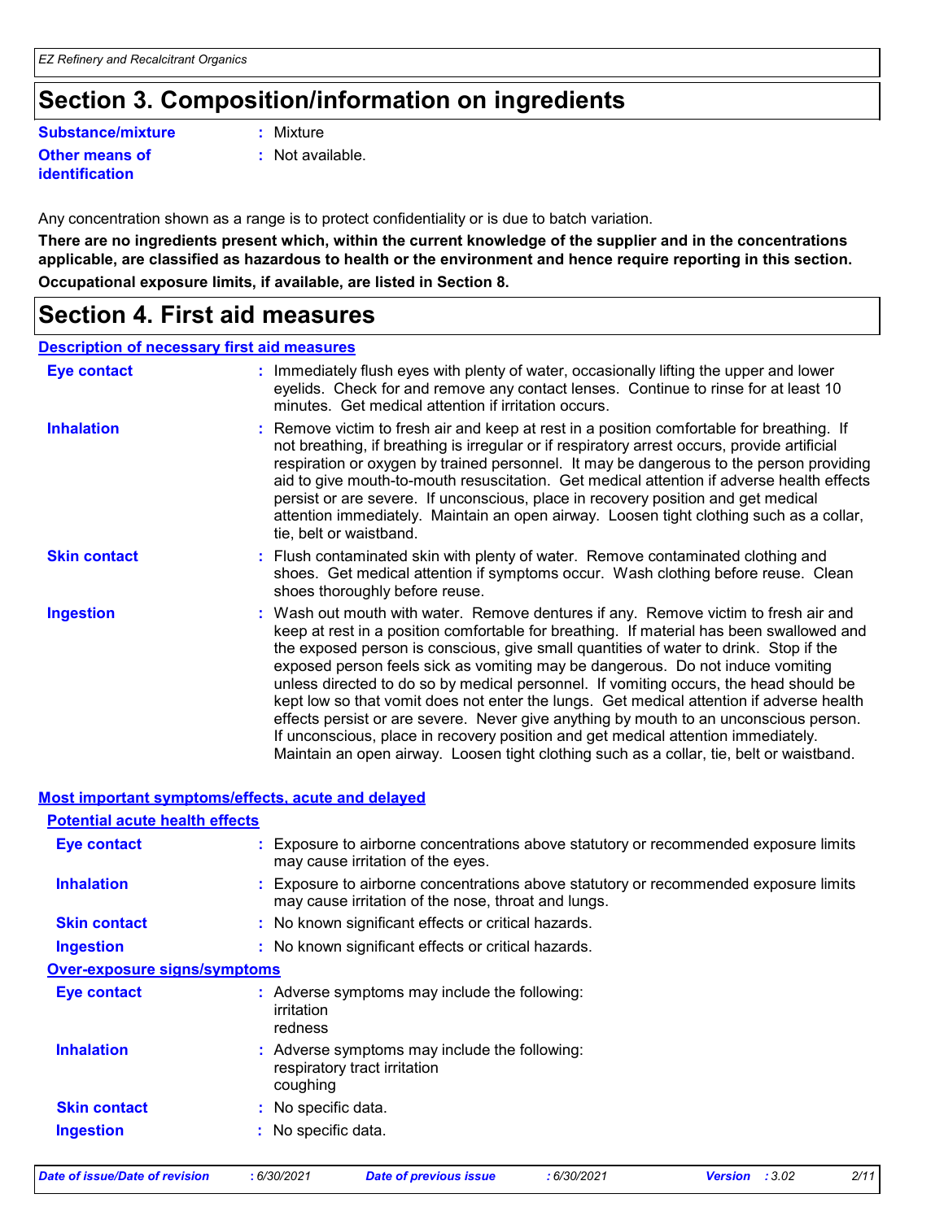# Section 3. Composition/information on ingredients

**Substance/mixture** : Mixture

**Other means of identification** : Not available.

Any concentration shown as a range is to protect confidentiality or is due to batch variation.

**There are no ingredients present which, within the current knowledge of the supplier and in the concentrations applicable, are classified as hazardous to health or the environment and hence require reporting in this section.**

**Occupational exposure limits, if available, are listed in Section 8.**

# Section 4. First aid measures

## Description of necessary first aid measures

**Eye contact** : Immediately flush eyes with plenty of water, occasionally lifting the upper and lower eyelids. Check for and remove any contact lenses. Continue to rinse for at least 10 minutes. Get medical attention if irritation occurs.

**Inhalation** : Remove victim to fresh air and keep at rest in a position comfortable for breathing. If not breathing, if breathing is irregular or if respiratory arrest occurs, provide artificial respiration or oxygen by trained personnel. It may be dangerous to the person providing aid to give mouth-to-mouth resuscitation. Get medical attention if adverse health effects persist or are severe. If unconscious, place in recovery position and get medical attention immediately. Maintain an open airway. Loosen tight clothing such as a collar, tie, belt or waistband.

**Skin contact** : Flush contaminated skin with plenty of water. Remove contaminated clothing and shoes. Get medical attention if symptoms occur. Wash clothing before reuse. Clean shoes thoroughly before reuse.

**Ingestion** : Wash out mouth with water. Remove dentures if any. Remove victim to fresh air and keep at rest in a position comfortable for breathing. If material has been swallowed and the exposed person is conscious, give small quantities of water to drink. Stop if the exposed person feels sick as vomiting may be dangerous. Do not induce vomiting unless directed to do so by medical personnel. If vomiting occurs, the head should be kept low so that vomit does not enter the lungs. Get medical attention if adverse health effects persist or are severe. Never give anything by mouth to an unconscious person. If unconscious, place in recovery position and get medical attention immediately. Maintain an open airway. Loosen tight clothing such as a collar, tie, belt or waistband.

## Most important symptoms/effects, acute and delayed

### Potential acute health effects

**Eye contact** : Exposure to airborne concentrations above statutory or recommended exposure limits may cause irritation of the eyes.

**Inhalation** : Exposure to airborne concentrations above statutory or recommended exposure limits may cause irritation of the nose, throat and lungs.

**Skin contact** : No known significant effects or critical hazards.

**Ingestion** : No known significant effects or critical hazards.

### Over-exposure signs/symptoms

**Eye contact** : Adverse symptoms may include the following:
irritation
redness

**Inhalation** : Adverse symptoms may include the following:
respiratory tract irritation
coughing

**Skin contact** : No specific data.

**Ingestion** : No specific data.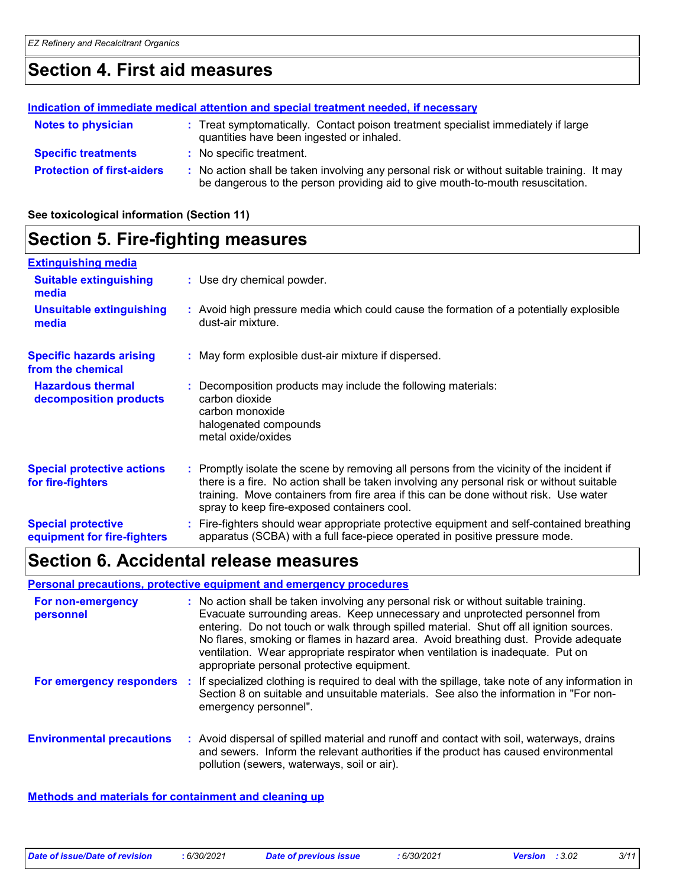## Section 4. First aid measures

**Indication of immediate medical attention and special treatment needed, if necessary**

**Notes to physician** : Treat symptomatically. Contact poison treatment specialist immediately if large quantities have been ingested or inhaled.

**Specific treatments** : No specific treatment.

**Protection of first-aiders** : No action shall be taken involving any personal risk or without suitable training. It may be dangerous to the person providing aid to give mouth-to-mouth resuscitation.

**See toxicological information (Section 11)**

## Section 5. Fire-fighting measures

**Extinguishing media**

**Suitable extinguishing media** : Use dry chemical powder.

**Unsuitable extinguishing media** : Avoid high pressure media which could cause the formation of a potentially explosible dust-air mixture.

**Specific hazards arising from the chemical** : May form explosible dust-air mixture if dispersed.

**Hazardous thermal decomposition products** : Decomposition products may include the following materials:
carbon dioxide
carbon monoxide
halogenated compounds
metal oxide/oxides

**Special protective actions for fire-fighters** : Promptly isolate the scene by removing all persons from the vicinity of the incident if there is a fire. No action shall be taken involving any personal risk or without suitable training. Move containers from fire area if this can be done without risk. Use water spray to keep fire-exposed containers cool.

**Special protective equipment for fire-fighters** : Fire-fighters should wear appropriate protective equipment and self-contained breathing apparatus (SCBA) with a full face-piece operated in positive pressure mode.

## Section 6. Accidental release measures

**Personal precautions, protective equipment and emergency procedures**

**For non-emergency personnel** : No action shall be taken involving any personal risk or without suitable training. Evacuate surrounding areas. Keep unnecessary and unprotected personnel from entering. Do not touch or walk through spilled material. Shut off all ignition sources. No flares, smoking or flames in hazard area. Avoid breathing dust. Provide adequate ventilation. Wear appropriate respirator when ventilation is inadequate. Put on appropriate personal protective equipment.

**For emergency responders** : If specialized clothing is required to deal with the spillage, take note of any information in Section 8 on suitable and unsuitable materials. See also the information in "For non-emergency personnel".

**Environmental precautions** : Avoid dispersal of spilled material and runoff and contact with soil, waterways, drains and sewers. Inform the relevant authorities if the product has caused environmental pollution (sewers, waterways, soil or air).

**Methods and materials for containment and cleaning up**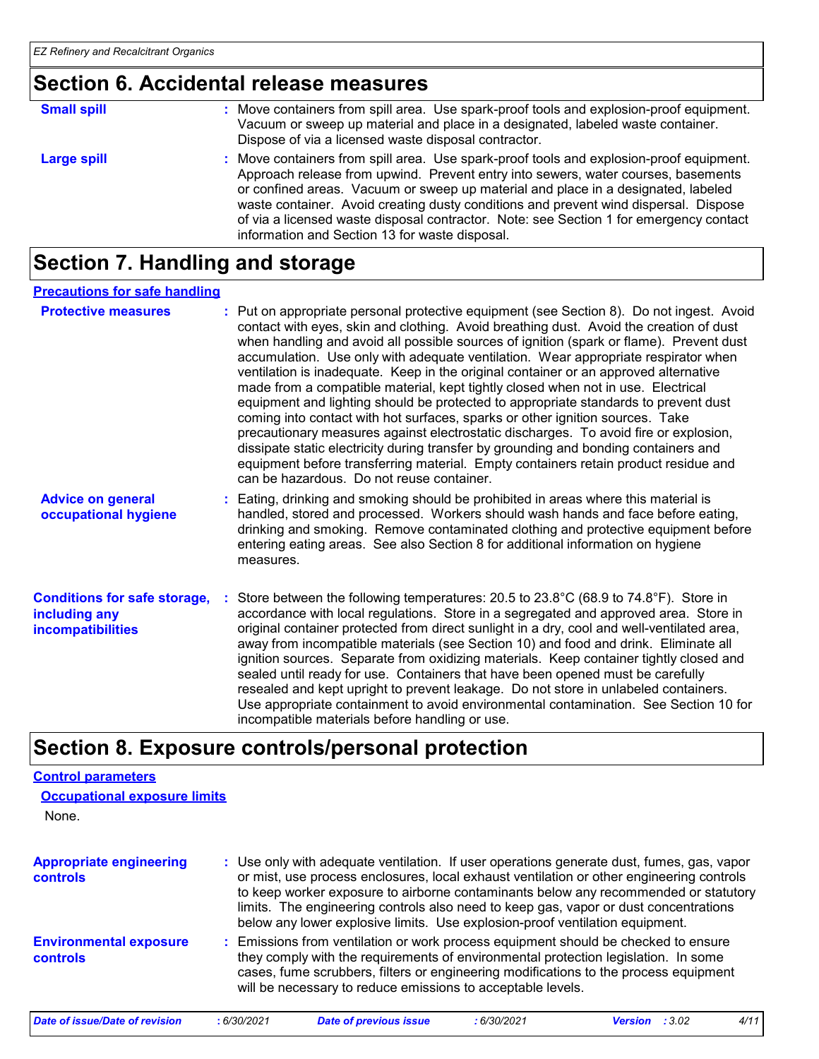## Section 6. Accidental release measures

**Small spill** : Move containers from spill area. Use spark-proof tools and explosion-proof equipment. Vacuum or sweep up material and place in a designated, labeled waste container. Dispose of via a licensed waste disposal contractor.

**Large spill** : Move containers from spill area. Use spark-proof tools and explosion-proof equipment. Approach release from upwind. Prevent entry into sewers, water courses, basements or confined areas. Vacuum or sweep up material and place in a designated, labeled waste container. Avoid creating dusty conditions and prevent wind dispersal. Dispose of via a licensed waste disposal contractor. Note: see Section 1 for emergency contact information and Section 13 for waste disposal.

## Section 7. Handling and storage

### Precautions for safe handling

**Protective measures** : Put on appropriate personal protective equipment (see Section 8). Do not ingest. Avoid contact with eyes, skin and clothing. Avoid breathing dust. Avoid the creation of dust when handling and avoid all possible sources of ignition (spark or flame). Prevent dust accumulation. Use only with adequate ventilation. Wear appropriate respirator when ventilation is inadequate. Keep in the original container or an approved alternative made from a compatible material, kept tightly closed when not in use. Electrical equipment and lighting should be protected to appropriate standards to prevent dust coming into contact with hot surfaces, sparks or other ignition sources. Take precautionary measures against electrostatic discharges. To avoid fire or explosion, dissipate static electricity during transfer by grounding and bonding containers and equipment before transferring material. Empty containers retain product residue and can be hazardous. Do not reuse container.

**Advice on general occupational hygiene** : Eating, drinking and smoking should be prohibited in areas where this material is handled, stored and processed. Workers should wash hands and face before eating, drinking and smoking. Remove contaminated clothing and protective equipment before entering eating areas. See also Section 8 for additional information on hygiene measures.

**Conditions for safe storage, including any incompatibilities** : Store between the following temperatures: 20.5 to 23.8°C (68.9 to 74.8°F). Store in accordance with local regulations. Store in a segregated and approved area. Store in original container protected from direct sunlight in a dry, cool and well-ventilated area, away from incompatible materials (see Section 10) and food and drink. Eliminate all ignition sources. Separate from oxidizing materials. Keep container tightly closed and sealed until ready for use. Containers that have been opened must be carefully resealed and kept upright to prevent leakage. Do not store in unlabeled containers. Use appropriate containment to avoid environmental contamination. See Section 10 for incompatible materials before handling or use.

## Section 8. Exposure controls/personal protection

### Control parameters

#### Occupational exposure limits

None.

**Appropriate engineering controls** : Use only with adequate ventilation. If user operations generate dust, fumes, gas, vapor or mist, use process enclosures, local exhaust ventilation or other engineering controls to keep worker exposure to airborne contaminants below any recommended or statutory limits. The engineering controls also need to keep gas, vapor or dust concentrations below any lower explosive limits. Use explosion-proof ventilation equipment.

**Environmental exposure controls** : Emissions from ventilation or work process equipment should be checked to ensure they comply with the requirements of environmental protection legislation. In some cases, fume scrubbers, filters or engineering modifications to the process equipment will be necessary to reduce emissions to acceptable levels.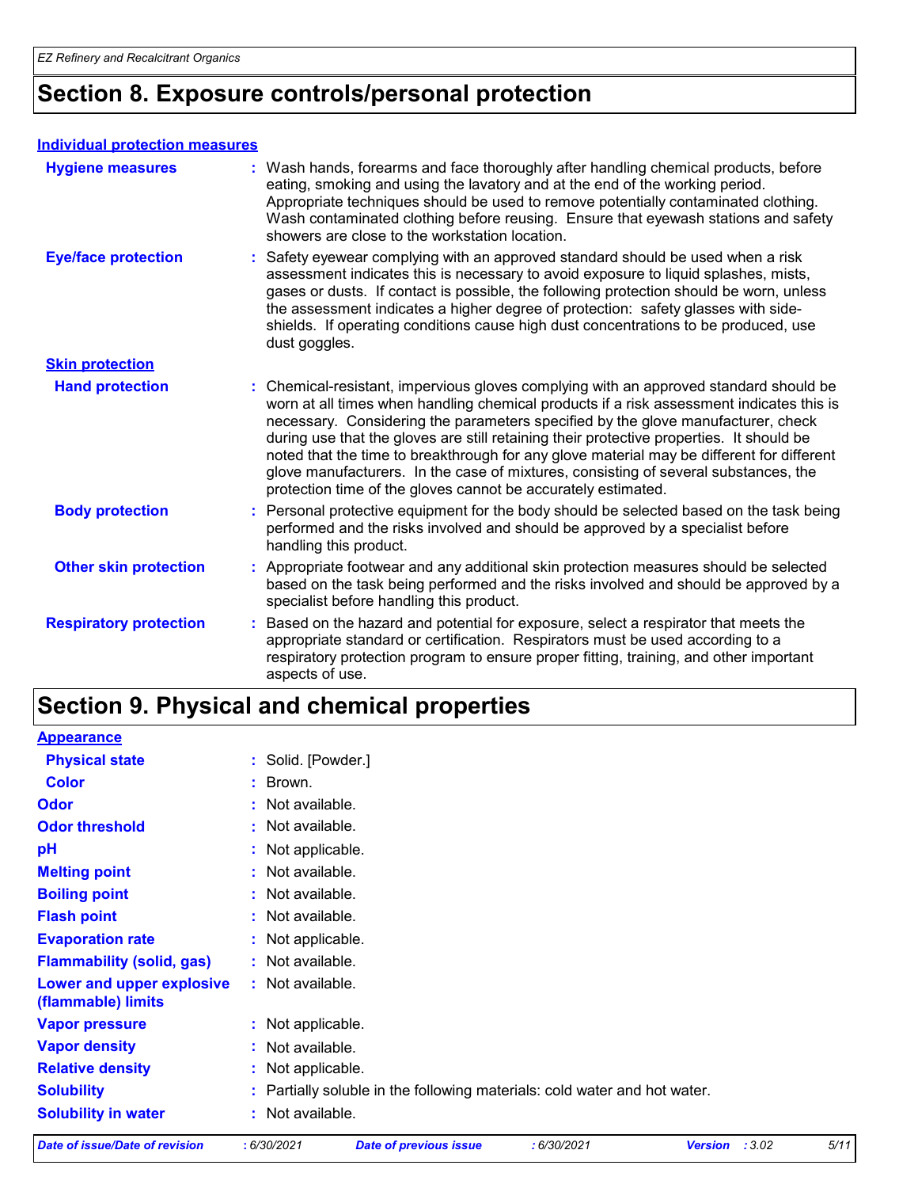# Section 8. Exposure controls/personal protection

**Individual protection measures**

**Hygiene measures** : Wash hands, forearms and face thoroughly after handling chemical products, before eating, smoking and using the lavatory and at the end of the working period. Appropriate techniques should be used to remove potentially contaminated clothing. Wash contaminated clothing before reusing. Ensure that eyewash stations and safety showers are close to the workstation location.

**Eye/face protection** : Safety eyewear complying with an approved standard should be used when a risk assessment indicates this is necessary to avoid exposure to liquid splashes, mists, gases or dusts. If contact is possible, the following protection should be worn, unless the assessment indicates a higher degree of protection: safety glasses with side-shields. If operating conditions cause high dust concentrations to be produced, use dust goggles.

**Skin protection**

**Hand protection** : Chemical-resistant, impervious gloves complying with an approved standard should be worn at all times when handling chemical products if a risk assessment indicates this is necessary. Considering the parameters specified by the glove manufacturer, check during use that the gloves are still retaining their protective properties. It should be noted that the time to breakthrough for any glove material may be different for different glove manufacturers. In the case of mixtures, consisting of several substances, the protection time of the gloves cannot be accurately estimated.

**Body protection** : Personal protective equipment for the body should be selected based on the task being performed and the risks involved and should be approved by a specialist before handling this product.

**Other skin protection** : Appropriate footwear and any additional skin protection measures should be selected based on the task being performed and the risks involved and should be approved by a specialist before handling this product.

**Respiratory protection** : Based on the hazard and potential for exposure, select a respirator that meets the appropriate standard or certification. Respirators must be used according to a respiratory protection program to ensure proper fitting, training, and other important aspects of use.

# Section 9. Physical and chemical properties

**Appearance**

**Physical state** : Solid. [Powder.]

**Color** : Brown.

**Odor** : Not available.

**Odor threshold** : Not available.

**pH** : Not applicable.

**Melting point** : Not available.

**Boiling point** : Not available.

**Flash point** : Not available.

**Evaporation rate** : Not applicable.

**Flammability (solid, gas)** : Not available.

**Lower and upper explosive (flammable) limits** : Not available.

**Vapor pressure** : Not applicable.

**Vapor density** : Not available.

**Relative density** : Not applicable.

**Solubility** : Partially soluble in the following materials: cold water and hot water.

**Solubility in water** : Not available.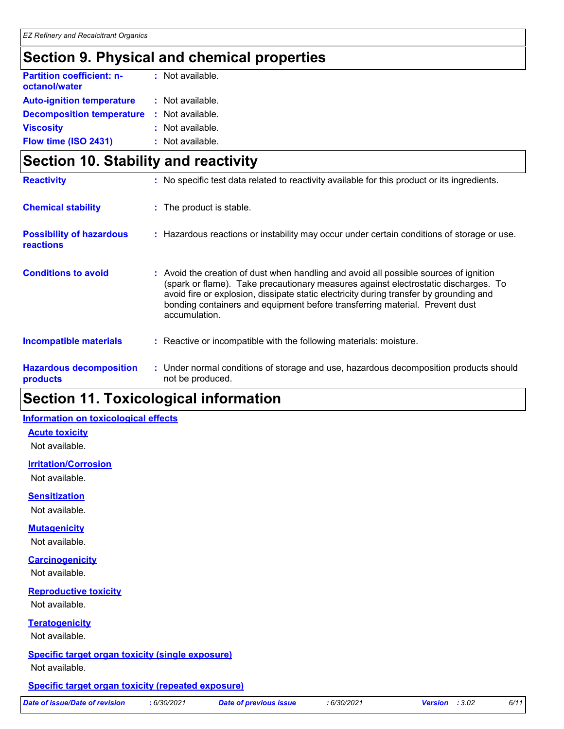# Section 9. Physical and chemical properties

| | |
|---|---|
| **Partition coefficient: n-octanol/water** | : Not available. |
| **Auto-ignition temperature** | : Not available. |
| **Decomposition temperature** | : Not available. |
| **Viscosity** | : Not available. |
| **Flow time (ISO 2431)** | : Not available. |

# Section 10. Stability and reactivity

| | |
|---|---|
| **Reactivity** | : No specific test data related to reactivity available for this product or its ingredients. |
| **Chemical stability** | : The product is stable. |
| **Possibility of hazardous reactions** | : Hazardous reactions or instability may occur under certain conditions of storage or use. |
| **Conditions to avoid** | : Avoid the creation of dust when handling and avoid all possible sources of ignition (spark or flame). Take precautionary measures against electrostatic discharges. To avoid fire or explosion, dissipate static electricity during transfer by grounding and bonding containers and equipment before transferring material. Prevent dust accumulation. |
| **Incompatible materials** | : Reactive or incompatible with the following materials: moisture. |
| **Hazardous decomposition products** | : Under normal conditions of storage and use, hazardous decomposition products should not be produced. |

# Section 11. Toxicological information

## Information on toxicological effects

### Acute toxicity

Not available.

### Irritation/Corrosion

Not available.

### Sensitization

Not available.

### Mutagenicity

Not available.

### Carcinogenicity

Not available.

### Reproductive toxicity

Not available.

### Teratogenicity

Not available.

### Specific target organ toxicity (single exposure)

Not available.

### Specific target organ toxicity (repeated exposure)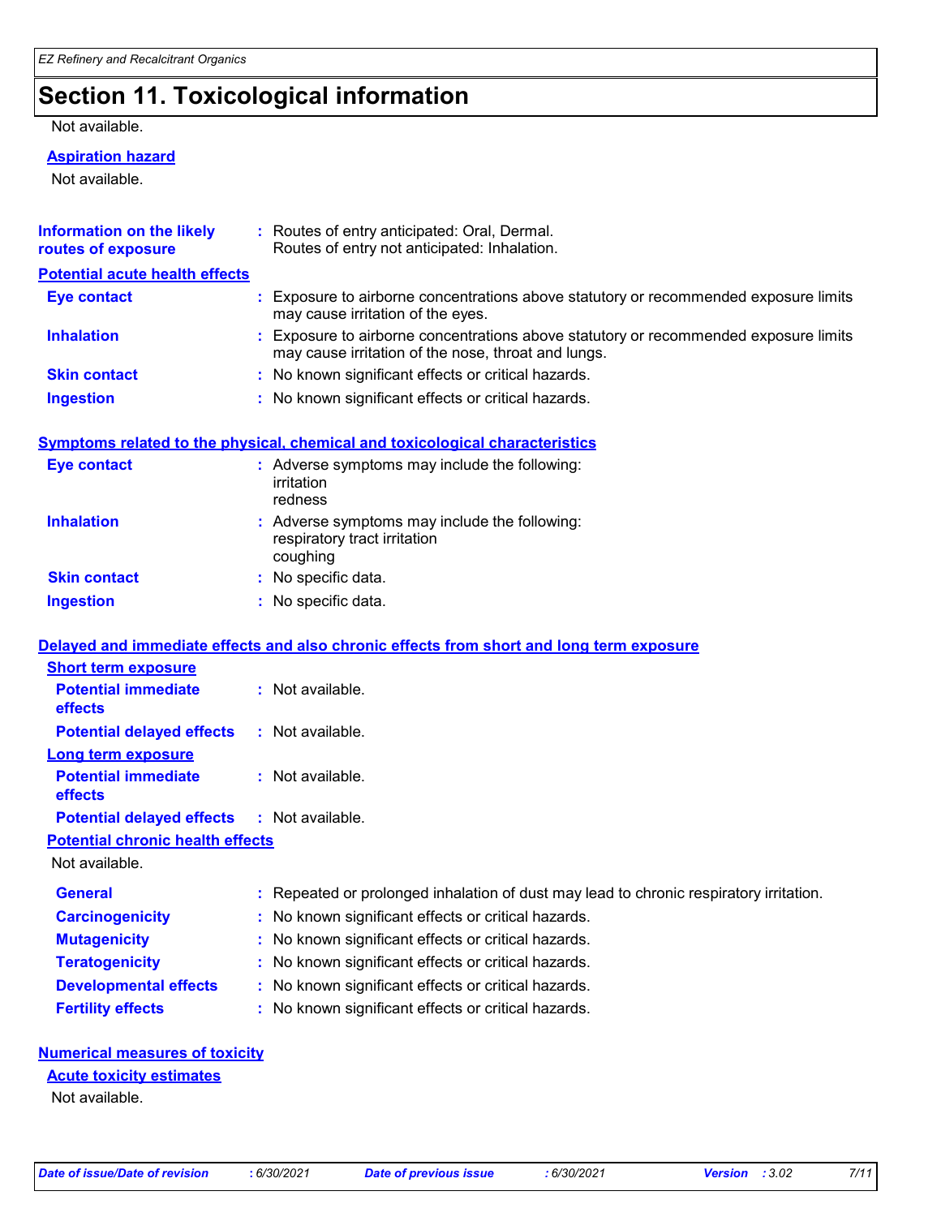# Section 11. Toxicological information

Not available.

**Aspiration hazard**

Not available.

| | |
|---|---|
| **Information on the likely routes of exposure** | : Routes of entry anticipated: Oral, Dermal. Routes of entry not anticipated: Inhalation. |

**Potential acute health effects**

| | |
|---|---|
| **Eye contact** | : Exposure to airborne concentrations above statutory or recommended exposure limits may cause irritation of the eyes. |
| **Inhalation** | : Exposure to airborne concentrations above statutory or recommended exposure limits may cause irritation of the nose, throat and lungs. |
| **Skin contact** | : No known significant effects or critical hazards. |
| **Ingestion** | : No known significant effects or critical hazards. |

**Symptoms related to the physical, chemical and toxicological characteristics**

| | |
|---|---|
| **Eye contact** | : Adverse symptoms may include the following: irritation redness |
| **Inhalation** | : Adverse symptoms may include the following: respiratory tract irritation coughing |
| **Skin contact** | : No specific data. |
| **Ingestion** | : No specific data. |

**Delayed and immediate effects and also chronic effects from short and long term exposure**

**Short term exposure**

| | |
|---|---|
| **Potential immediate effects** | : Not available. |
| **Potential delayed effects** | : Not available. |

**Long term exposure**

| | |
|---|---|
| **Potential immediate effects** | : Not available. |
| **Potential delayed effects** | : Not available. |

**Potential chronic health effects**

Not available.

| | |
|---|---|
| **General** | : Repeated or prolonged inhalation of dust may lead to chronic respiratory irritation. |
| **Carcinogenicity** | : No known significant effects or critical hazards. |
| **Mutagenicity** | : No known significant effects or critical hazards. |
| **Teratogenicity** | : No known significant effects or critical hazards. |
| **Developmental effects** | : No known significant effects or critical hazards. |
| **Fertility effects** | : No known significant effects or critical hazards. |

**Numerical measures of toxicity**

**Acute toxicity estimates**

Not available.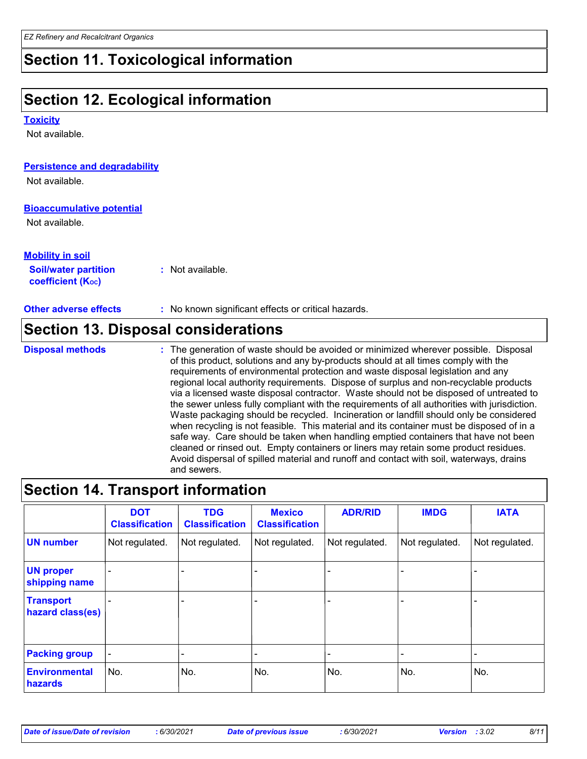## Section 11. Toxicological information

## Section 12. Ecological information

**Toxicity**

Not available.

**Persistence and degradability**

Not available.

**Bioaccumulative potential**

Not available.

**Mobility in soil**

**Soil/water partition coefficient ($K_{OC}$)** : Not available.

**Other adverse effects** : No known significant effects or critical hazards.

## Section 13. Disposal considerations

**Disposal methods** : The generation of waste should be avoided or minimized wherever possible. Disposal of this product, solutions and any by-products should at all times comply with the requirements of environmental protection and waste disposal legislation and any regional local authority requirements. Dispose of surplus and non-recyclable products via a licensed waste disposal contractor. Waste should not be disposed of untreated to the sewer unless fully compliant with the requirements of all authorities with jurisdiction. Waste packaging should be recycled. Incineration or landfill should only be considered when recycling is not feasible. This material and its container must be disposed of in a safe way. Care should be taken when handling emptied containers that have not been cleaned or rinsed out. Empty containers or liners may retain some product residues. Avoid dispersal of spilled material and runoff and contact with soil, waterways, drains and sewers.

## Section 14. Transport information

| | DOT Classification | TDG Classification | Mexico Classification | ADR/RID | IMDG | IATA |
|---|---|---|---|---|---|---|
| **UN number** | Not regulated. | Not regulated. | Not regulated. | Not regulated. | Not regulated. | Not regulated. |
| **UN proper shipping name** | - | - | - | - | - | - |
| **Transport hazard class(es)** | - | - | - | - | - | - |
| **Packing group** | - | - | - | - | - | - |
| **Environmental hazards** | No. | No. | No. | No. | No. | No. |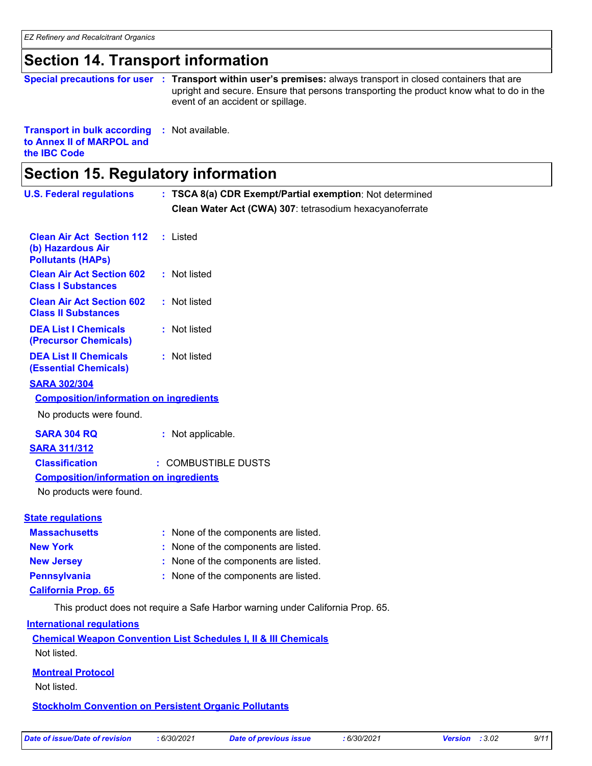## Section 14. Transport information

**Special precautions for user** : **Transport within user's premises:** always transport in closed containers that are upright and secure. Ensure that persons transporting the product know what to do in the event of an accident or spillage.

**Transport in bulk according to Annex II of MARPOL and the IBC Code** : Not available.

## Section 15. Regulatory information

**U.S. Federal regulations** : **TSCA 8(a) CDR Exempt/Partial exemption**: Not determined

**Clean Water Act (CWA) 307**: tetrasodium hexacyanoferrate

**Clean Air Act Section 112 (b) Hazardous Air Pollutants (HAPs)** : Listed

**Clean Air Act Section 602 Class I Substances** : Not listed

**Clean Air Act Section 602 Class II Substances** : Not listed

**DEA List I Chemicals (Precursor Chemicals)** : Not listed

**DEA List II Chemicals (Essential Chemicals)** : Not listed

**SARA 302/304**

**Composition/information on ingredients**

No products were found.

**SARA 304 RQ** : Not applicable.

**SARA 311/312**

**Classification** : COMBUSTIBLE DUSTS

**Composition/information on ingredients**

No products were found.

**State regulations**

**Massachusetts** : None of the components are listed.

**New York** : None of the components are listed.

**New Jersey** : None of the components are listed.

**Pennsylvania** : None of the components are listed.

**California Prop. 65**

This product does not require a Safe Harbor warning under California Prop. 65.

**International regulations**

**Chemical Weapon Convention List Schedules I, II & III Chemicals**

Not listed.

**Montreal Protocol**

Not listed.

**Stockholm Convention on Persistent Organic Pollutants**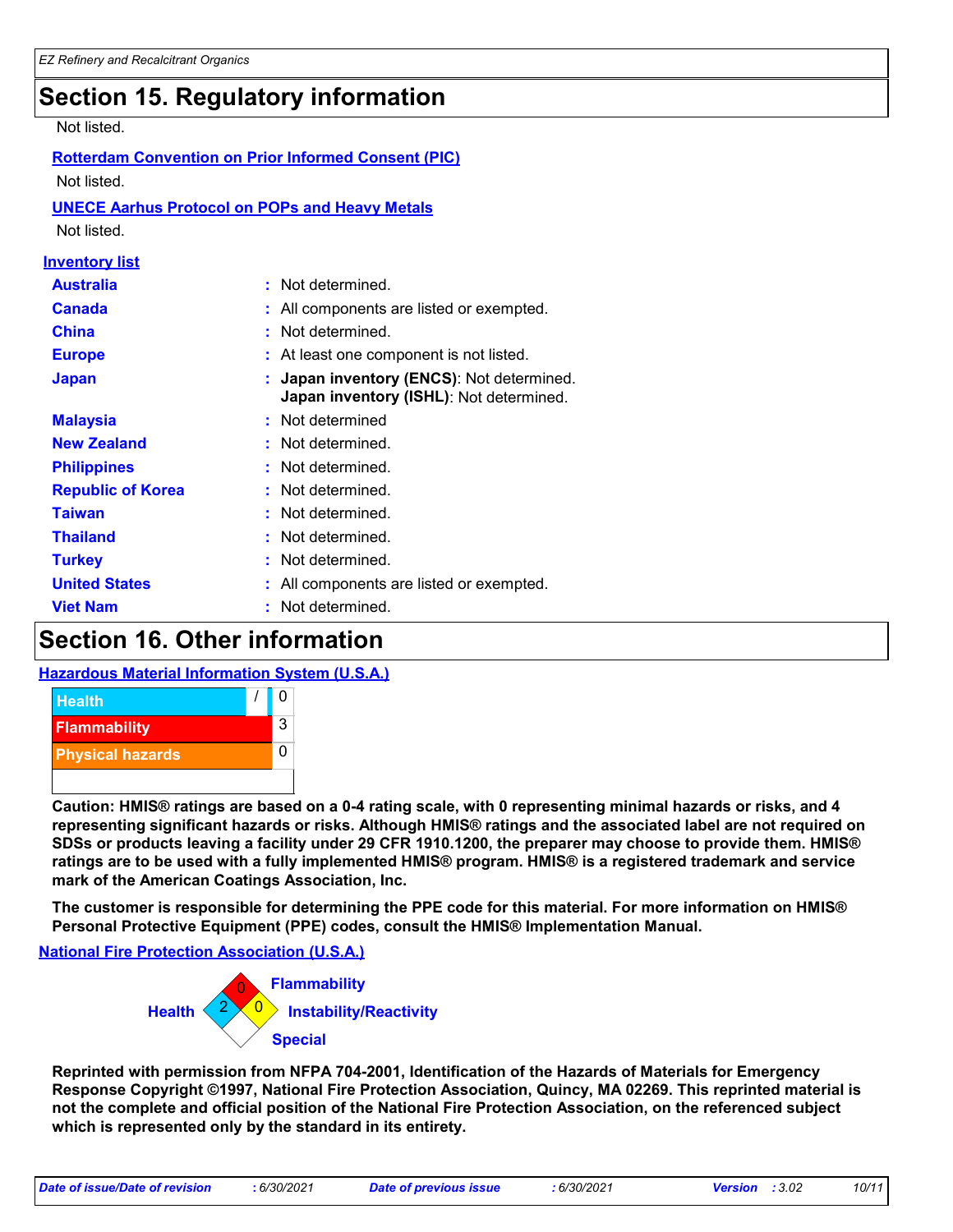## Section 15. Regulatory information

Not listed.

**Rotterdam Convention on Prior Informed Consent (PIC)**

Not listed.

**UNECE Aarhus Protocol on POPs and Heavy Metals**

Not listed.

**Inventory list**

| | |
|---|---|
| **Australia** | : Not determined. |
| **Canada** | : All components are listed or exempted. |
| **China** | : Not determined. |
| **Europe** | : At least one component is not listed. |
| **Japan** | : **Japan inventory (ENCS)**: Not determined. **Japan inventory (ISHL)**: Not determined. |
| **Malaysia** | : Not determined |
| **New Zealand** | : Not determined. |
| **Philippines** | : Not determined. |
| **Republic of Korea** | : Not determined. |
| **Taiwan** | : Not determined. |
| **Thailand** | : Not determined. |
| **Turkey** | : Not determined. |
| **United States** | : All components are listed or exempted. |
| **Viet Nam** | : Not determined. |

## Section 16. Other information

**Hazardous Material Information System (U.S.A.)**

| | |
|---|---|
| Health | / 0 |
| Flammability | 3 |
| Physical hazards | 0 |

**Caution: HMIS® ratings are based on a 0-4 rating scale, with 0 representing minimal hazards or risks, and 4 representing significant hazards or risks. Although HMIS® ratings and the associated label are not required on SDSs or products leaving a facility under 29 CFR 1910.1200, the preparer may choose to provide them. HMIS® ratings are to be used with a fully implemented HMIS® program. HMIS® is a registered trademark and service mark of the American Coatings Association, Inc.**

**The customer is responsible for determining the PPE code for this material. For more information on HMIS® Personal Protective Equipment (PPE) codes, consult the HMIS® Implementation Manual.**

**National Fire Protection Association (U.S.A.)**

| | |
|---|---|
| Flammability | 0 |
| Health | 2 |
| Instability/Reactivity | 0 |
| Special | |

**Reprinted with permission from NFPA 704-2001, Identification of the Hazards of Materials for Emergency Response Copyright ©1997, National Fire Protection Association, Quincy, MA 02269. This reprinted material is not the complete and official position of the National Fire Protection Association, on the referenced subject which is represented only by the standard in its entirety.**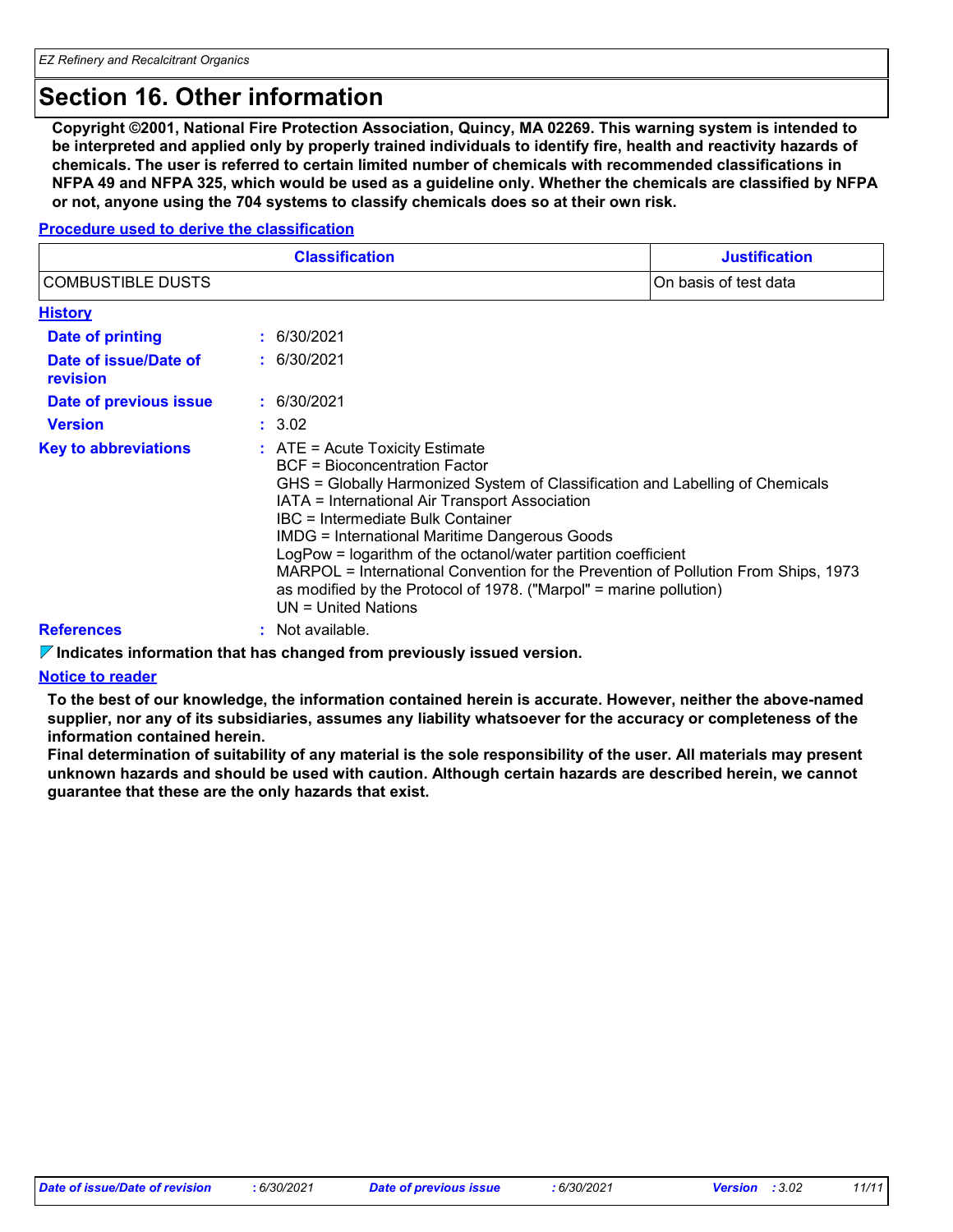# Section 16. Other information

**Copyright ©2001, National Fire Protection Association, Quincy, MA 02269. This warning system is intended to be interpreted and applied only by properly trained individuals to identify fire, health and reactivity hazards of chemicals. The user is referred to certain limited number of chemicals with recommended classifications in NFPA 49 and NFPA 325, which would be used as a guideline only. Whether the chemicals are classified by NFPA or not, anyone using the 704 systems to classify chemicals does so at their own risk.**

**Procedure used to derive the classification**

| Classification | Justification |
|---|---|
| COMBUSTIBLE DUSTS | On basis of test data |

**History**

**Date of printing** : 6/30/2021

**Date of issue/Date of revision** : 6/30/2021

**Date of previous issue** : 6/30/2021

**Version** : 3.02

**Key to abbreviations** :
ATE = Acute Toxicity Estimate
BCF = Bioconcentration Factor
GHS = Globally Harmonized System of Classification and Labelling of Chemicals
IATA = International Air Transport Association
IBC = Intermediate Bulk Container
IMDG = International Maritime Dangerous Goods
LogPow = logarithm of the octanol/water partition coefficient
MARPOL = International Convention for the Prevention of Pollution From Ships, 1973 as modified by the Protocol of 1978. ("Marpol" = marine pollution)
UN = United Nations

**References** : Not available.

**Indicates information that has changed from previously issued version.**

**Notice to reader**

**To the best of our knowledge, the information contained herein is accurate. However, neither the above-named supplier, nor any of its subsidiaries, assumes any liability whatsoever for the accuracy or completeness of the information contained herein.**

**Final determination of suitability of any material is the sole responsibility of the user. All materials may present unknown hazards and should be used with caution. Although certain hazards are described herein, we cannot guarantee that these are the only hazards that exist.**